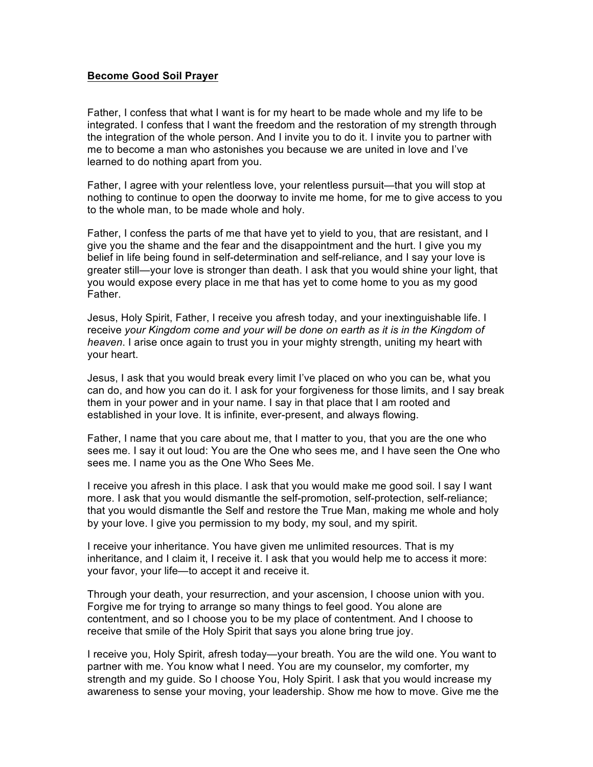**Become Good Soil Prayer**

Father, I confess that what I want is for my heart to be made whole and my life to be integrated. I confess that I want the freedom and the restoration of my strength through the integration of the whole person. And I invite you to do it. I invite you to partner with me to become a man who astonishes you because we are united in love and I've learned to do nothing apart from you.

Father, I agree with your relentless love, your relentless pursuit—that you will stop at nothing to continue to open the doorway to invite me home, for me to give access to you to the whole man, to be made whole and holy.

Father, I confess the parts of me that have yet to yield to you, that are resistant, and I give you the shame and the fear and the disappointment and the hurt. I give you my belief in life being found in self-determination and self-reliance, and I say your love is greater still—your love is stronger than death. I ask that you would shine your light, that you would expose every place in me that has yet to come home to you as my good Father.

Jesus, Holy Spirit, Father, I receive you afresh today, and your inextinguishable life. I receive *your Kingdom come and your will be done on earth as it is in the Kingdom of heaven*. I arise once again to trust you in your mighty strength, uniting my heart with your heart.

Jesus, I ask that you would break every limit I've placed on who you can be, what you can do, and how you can do it. I ask for your forgiveness for those limits, and I say break them in your power and in your name. I say in that place that I am rooted and established in your love. It is infinite, ever-present, and always flowing.

Father, I name that you care about me, that I matter to you, that you are the one who sees me. I say it out loud: You are the One who sees me, and I have seen the One who sees me. I name you as the One Who Sees Me.

I receive you afresh in this place. I ask that you would make me good soil. I say I want more. I ask that you would dismantle the self-promotion, self-protection, self-reliance; that you would dismantle the Self and restore the True Man, making me whole and holy by your love. I give you permission to my body, my soul, and my spirit.

I receive your inheritance. You have given me unlimited resources. That is my inheritance, and I claim it, I receive it. I ask that you would help me to access it more: your favor, your life—to accept it and receive it.

Through your death, your resurrection, and your ascension, I choose union with you. Forgive me for trying to arrange so many things to feel good. You alone are contentment, and so I choose you to be my place of contentment. And I choose to receive that smile of the Holy Spirit that says you alone bring true joy.

I receive you, Holy Spirit, afresh today—your breath. You are the wild one. You want to partner with me. You know what I need. You are my counselor, my comforter, my strength and my guide. So I choose You, Holy Spirit. I ask that you would increase my awareness to sense your moving, your leadership. Show me how to move. Give me the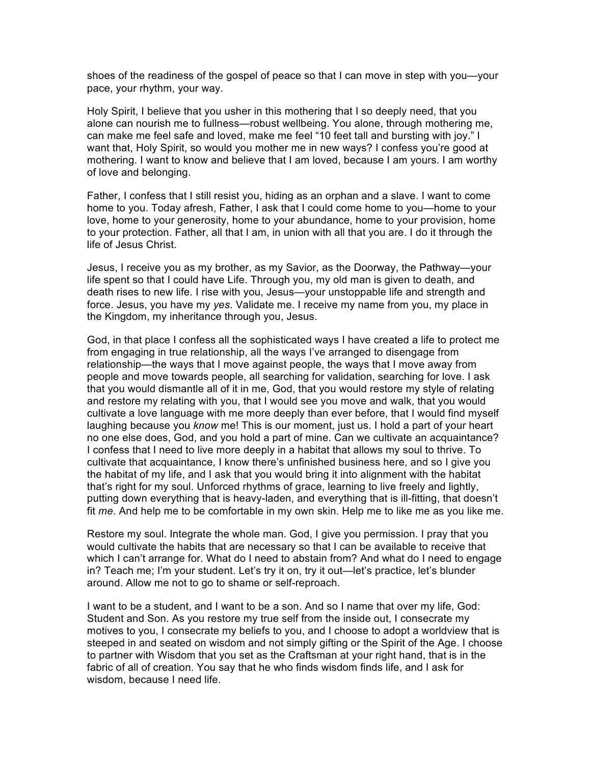shoes of the readiness of the gospel of peace so that I can move in step with you—your pace, your rhythm, your way.

Holy Spirit, I believe that you usher in this mothering that I so deeply need, that you alone can nourish me to fullness—robust wellbeing. You alone, through mothering me, can make me feel safe and loved, make me feel "10 feet tall and bursting with joy." I want that, Holy Spirit, so would you mother me in new ways? I confess you're good at mothering. I want to know and believe that I am loved, because I am yours. I am worthy of love and belonging.

Father, I confess that I still resist you, hiding as an orphan and a slave. I want to come home to you. Today afresh, Father, I ask that I could come home to you—home to your love, home to your generosity, home to your abundance, home to your provision, home to your protection. Father, all that I am, in union with all that you are. I do it through the life of Jesus Christ.

Jesus, I receive you as my brother, as my Savior, as the Doorway, the Pathway—your life spent so that I could have Life. Through you, my old man is given to death, and death rises to new life. I rise with you, Jesus—your unstoppable life and strength and force. Jesus, you have my *yes*. Validate me. I receive my name from you, my place in the Kingdom, my inheritance through you, Jesus.

God, in that place I confess all the sophisticated ways I have created a life to protect me from engaging in true relationship, all the ways I've arranged to disengage from relationship—the ways that I move against people, the ways that I move away from people and move towards people, all searching for validation, searching for love. I ask that you would dismantle all of it in me, God, that you would restore my style of relating and restore my relating with you, that I would see you move and walk, that you would cultivate a love language with me more deeply than ever before, that I would find myself laughing because you *know* me! This is our moment, just us. I hold a part of your heart no one else does, God, and you hold a part of mine. Can we cultivate an acquaintance? I confess that I need to live more deeply in a habitat that allows my soul to thrive. To cultivate that acquaintance, I know there's unfinished business here, and so I give you the habitat of my life, and I ask that you would bring it into alignment with the habitat that's right for my soul. Unforced rhythms of grace, learning to live freely and lightly, putting down everything that is heavy-laden, and everything that is ill-fitting, that doesn't fit *me*. And help me to be comfortable in my own skin. Help me to like me as you like me.

Restore my soul. Integrate the whole man. God, I give you permission. I pray that you would cultivate the habits that are necessary so that I can be available to receive that which I can't arrange for. What do I need to abstain from? And what do I need to engage in? Teach me; I'm your student. Let's try it on, try it out—let's practice, let's blunder around. Allow me not to go to shame or self-reproach.

I want to be a student, and I want to be a son. And so I name that over my life, God: Student and Son. As you restore my true self from the inside out, I consecrate my motives to you, I consecrate my beliefs to you, and I choose to adopt a worldview that is steeped in and seated on wisdom and not simply gifting or the Spirit of the Age. I choose to partner with Wisdom that you set as the Craftsman at your right hand, that is in the fabric of all of creation. You say that he who finds wisdom finds life, and I ask for wisdom, because I need life.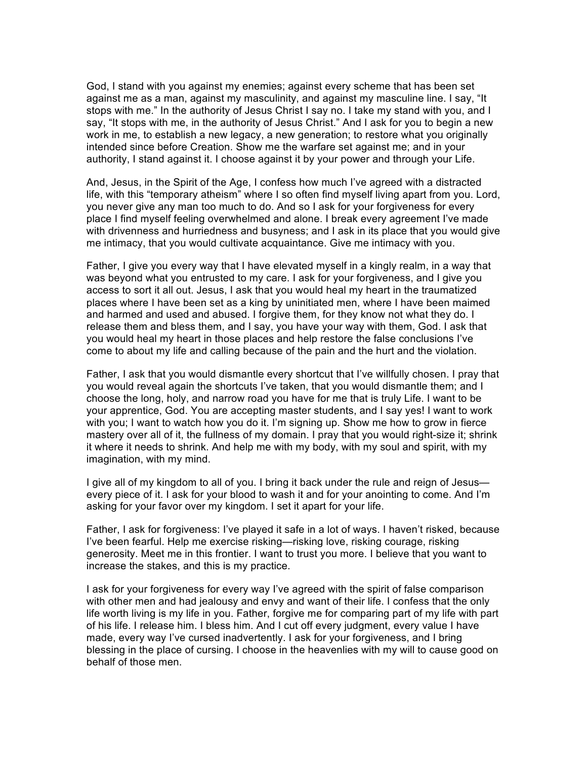God, I stand with you against my enemies; against every scheme that has been set against me as a man, against my masculinity, and against my masculine line. I say, "It stops with me." In the authority of Jesus Christ I say no. I take my stand with you, and I say, "It stops with me, in the authority of Jesus Christ." And I ask for you to begin a new work in me, to establish a new legacy, a new generation; to restore what you originally intended since before Creation. Show me the warfare set against me; and in your authority, I stand against it. I choose against it by your power and through your Life.

And, Jesus, in the Spirit of the Age, I confess how much I've agreed with a distracted life, with this "temporary atheism" where I so often find myself living apart from you. Lord, you never give any man too much to do. And so I ask for your forgiveness for every place I find myself feeling overwhelmed and alone. I break every agreement I've made with drivenness and hurriedness and busyness; and I ask in its place that you would give me intimacy, that you would cultivate acquaintance. Give me intimacy with you.

Father, I give you every way that I have elevated myself in a kingly realm, in a way that was beyond what you entrusted to my care. I ask for your forgiveness, and I give you access to sort it all out. Jesus, I ask that you would heal my heart in the traumatized places where I have been set as a king by uninitiated men, where I have been maimed and harmed and used and abused. I forgive them, for they know not what they do. I release them and bless them, and I say, you have your way with them, God. I ask that you would heal my heart in those places and help restore the false conclusions I've come to about my life and calling because of the pain and the hurt and the violation.

Father, I ask that you would dismantle every shortcut that I've willfully chosen. I pray that you would reveal again the shortcuts I've taken, that you would dismantle them; and I choose the long, holy, and narrow road you have for me that is truly Life. I want to be your apprentice, God. You are accepting master students, and I say yes! I want to work with you; I want to watch how you do it. I'm signing up. Show me how to grow in fierce mastery over all of it, the fullness of my domain. I pray that you would right-size it; shrink it where it needs to shrink. And help me with my body, with my soul and spirit, with my imagination, with my mind.

I give all of my kingdom to all of you. I bring it back under the rule and reign of Jesus—every piece of it. I ask for your blood to wash it and for your anointing to come. And I'm asking for your favor over my kingdom. I set it apart for your life.

Father, I ask for forgiveness: I've played it safe in a lot of ways. I haven't risked, because I've been fearful. Help me exercise risking—risking love, risking courage, risking generosity. Meet me in this frontier. I want to trust you more. I believe that you want to increase the stakes, and this is my practice.

I ask for your forgiveness for every way I've agreed with the spirit of false comparison with other men and had jealousy and envy and want of their life. I confess that the only life worth living is my life in you. Father, forgive me for comparing part of my life with part of his life. I release him. I bless him. And I cut off every judgment, every value I have made, every way I've cursed inadvertently. I ask for your forgiveness, and I bring blessing in the place of cursing. I choose in the heavenlies with my will to cause good on behalf of those men.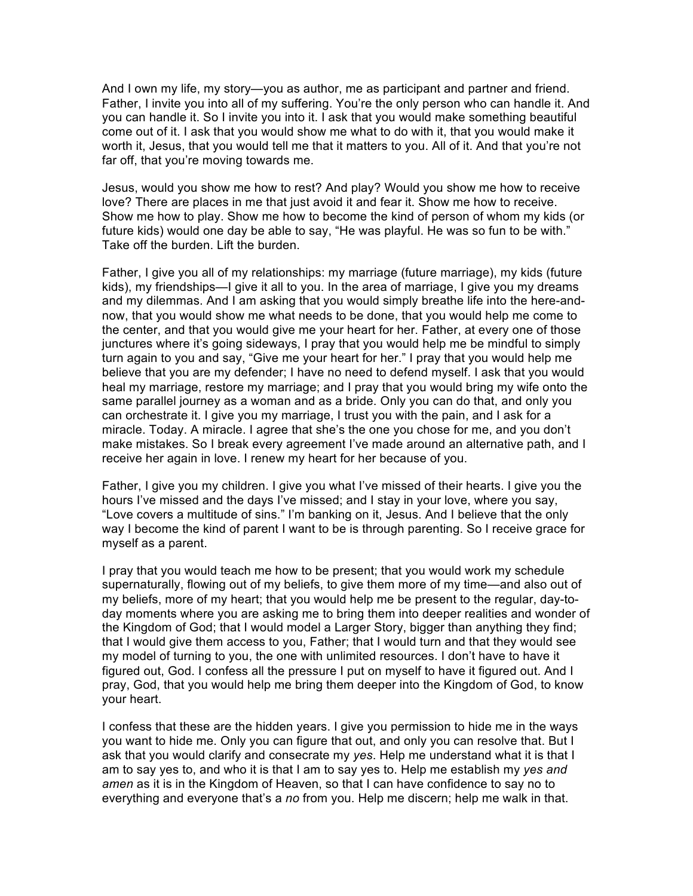And I own my life, my story—you as author, me as participant and partner and friend. Father, I invite you into all of my suffering. You're the only person who can handle it. And you can handle it. So I invite you into it. I ask that you would make something beautiful come out of it. I ask that you would show me what to do with it, that you would make it worth it, Jesus, that you would tell me that it matters to you. All of it. And that you're not far off, that you're moving towards me.

Jesus, would you show me how to rest? And play? Would you show me how to receive love? There are places in me that just avoid it and fear it. Show me how to receive. Show me how to play. Show me how to become the kind of person of whom my kids (or future kids) would one day be able to say, "He was playful. He was so fun to be with." Take off the burden. Lift the burden.

Father, I give you all of my relationships: my marriage (future marriage), my kids (future kids), my friendships—I give it all to you. In the area of marriage, I give you my dreams and my dilemmas. And I am asking that you would simply breathe life into the here-and-now, that you would show me what needs to be done, that you would help me come to the center, and that you would give me your heart for her. Father, at every one of those junctures where it's going sideways, I pray that you would help me be mindful to simply turn again to you and say, "Give me your heart for her." I pray that you would help me believe that you are my defender; I have no need to defend myself. I ask that you would heal my marriage, restore my marriage; and I pray that you would bring my wife onto the same parallel journey as a woman and as a bride. Only you can do that, and only you can orchestrate it. I give you my marriage, I trust you with the pain, and I ask for a miracle. Today. A miracle. I agree that she's the one you chose for me, and you don't make mistakes. So I break every agreement I've made around an alternative path, and I receive her again in love. I renew my heart for her because of you.

Father, I give you my children. I give you what I've missed of their hearts. I give you the hours I've missed and the days I've missed; and I stay in your love, where you say, "Love covers a multitude of sins." I'm banking on it, Jesus. And I believe that the only way I become the kind of parent I want to be is through parenting. So I receive grace for myself as a parent.

I pray that you would teach me how to be present; that you would work my schedule supernaturally, flowing out of my beliefs, to give them more of my time—and also out of my beliefs, more of my heart; that you would help me be present to the regular, day-to-day moments where you are asking me to bring them into deeper realities and wonder of the Kingdom of God; that I would model a Larger Story, bigger than anything they find; that I would give them access to you, Father; that I would turn and that they would see my model of turning to you, the one with unlimited resources. I don't have to have it figured out, God. I confess all the pressure I put on myself to have it figured out. And I pray, God, that you would help me bring them deeper into the Kingdom of God, to know your heart.

I confess that these are the hidden years. I give you permission to hide me in the ways you want to hide me. Only you can figure that out, and only you can resolve that. But I ask that you would clarify and consecrate my *yes*. Help me understand what it is that I am to say yes to, and who it is that I am to say yes to. Help me establish my *yes and amen* as it is in the Kingdom of Heaven, so that I can have confidence to say no to everything and everyone that's a *no* from you. Help me discern; help me walk in that.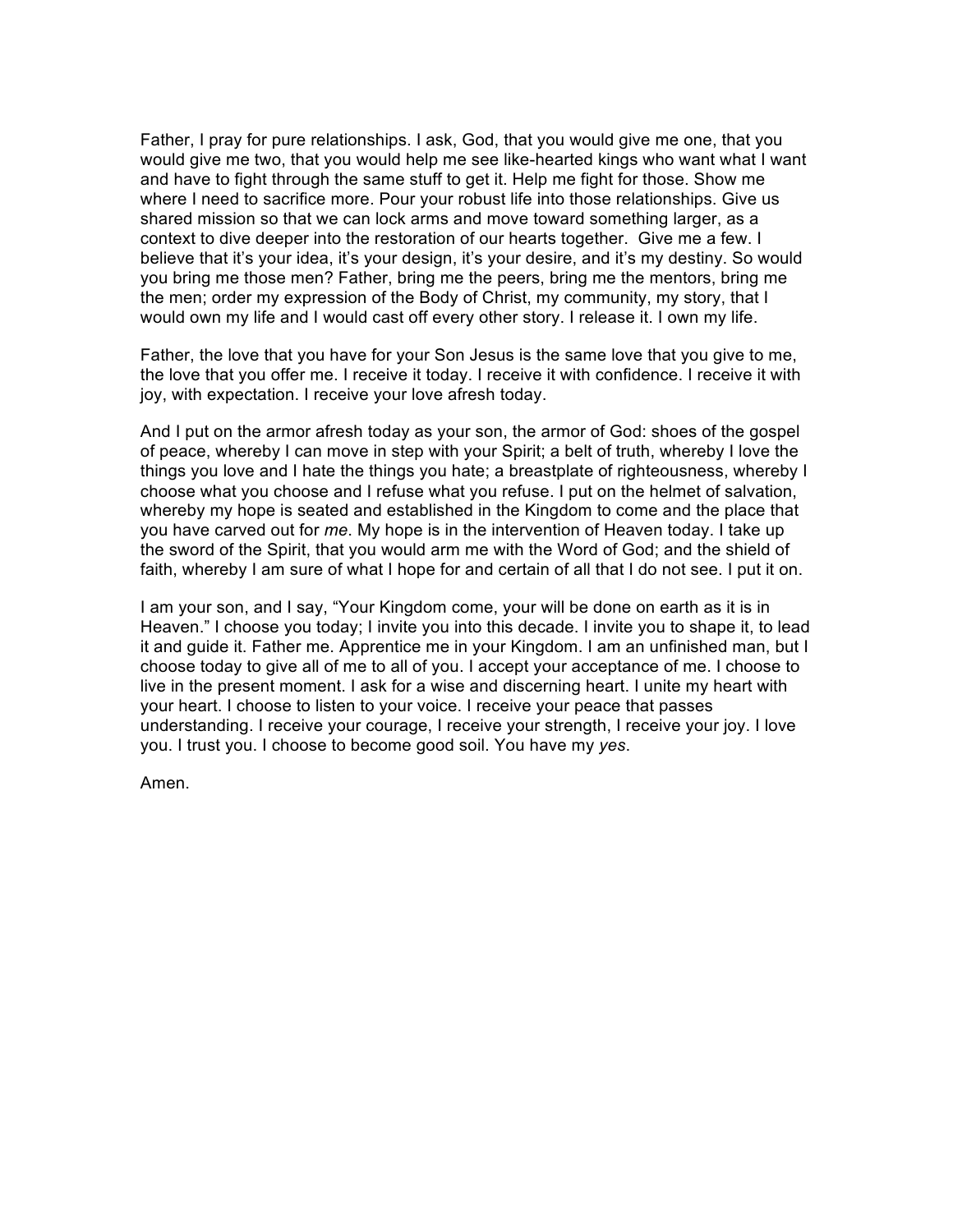Father, I pray for pure relationships. I ask, God, that you would give me one, that you would give me two, that you would help me see like-hearted kings who want what I want and have to fight through the same stuff to get it. Help me fight for those. Show me where I need to sacrifice more. Pour your robust life into those relationships. Give us shared mission so that we can lock arms and move toward something larger, as a context to dive deeper into the restoration of our hearts together. Give me a few. I believe that it's your idea, it's your design, it's your desire, and it's my destiny. So would you bring me those men? Father, bring me the peers, bring me the mentors, bring me the men; order my expression of the Body of Christ, my community, my story, that I would own my life and I would cast off every other story. I release it. I own my life.

Father, the love that you have for your Son Jesus is the same love that you give to me, the love that you offer me. I receive it today. I receive it with confidence. I receive it with joy, with expectation. I receive your love afresh today.

And I put on the armor afresh today as your son, the armor of God: shoes of the gospel of peace, whereby I can move in step with your Spirit; a belt of truth, whereby I love the things you love and I hate the things you hate; a breastplate of righteousness, whereby I choose what you choose and I refuse what you refuse. I put on the helmet of salvation, whereby my hope is seated and established in the Kingdom to come and the place that you have carved out for *me*. My hope is in the intervention of Heaven today. I take up the sword of the Spirit, that you would arm me with the Word of God; and the shield of faith, whereby I am sure of what I hope for and certain of all that I do not see. I put it on.

I am your son, and I say, "Your Kingdom come, your will be done on earth as it is in Heaven." I choose you today; I invite you into this decade. I invite you to shape it, to lead it and guide it. Father me. Apprentice me in your Kingdom. I am an unfinished man, but I choose today to give all of me to all of you. I accept your acceptance of me. I choose to live in the present moment. I ask for a wise and discerning heart. I unite my heart with your heart. I choose to listen to your voice. I receive your peace that passes understanding. I receive your courage, I receive your strength, I receive your joy. I love you. I trust you. I choose to become good soil. You have my *yes*.

Amen.